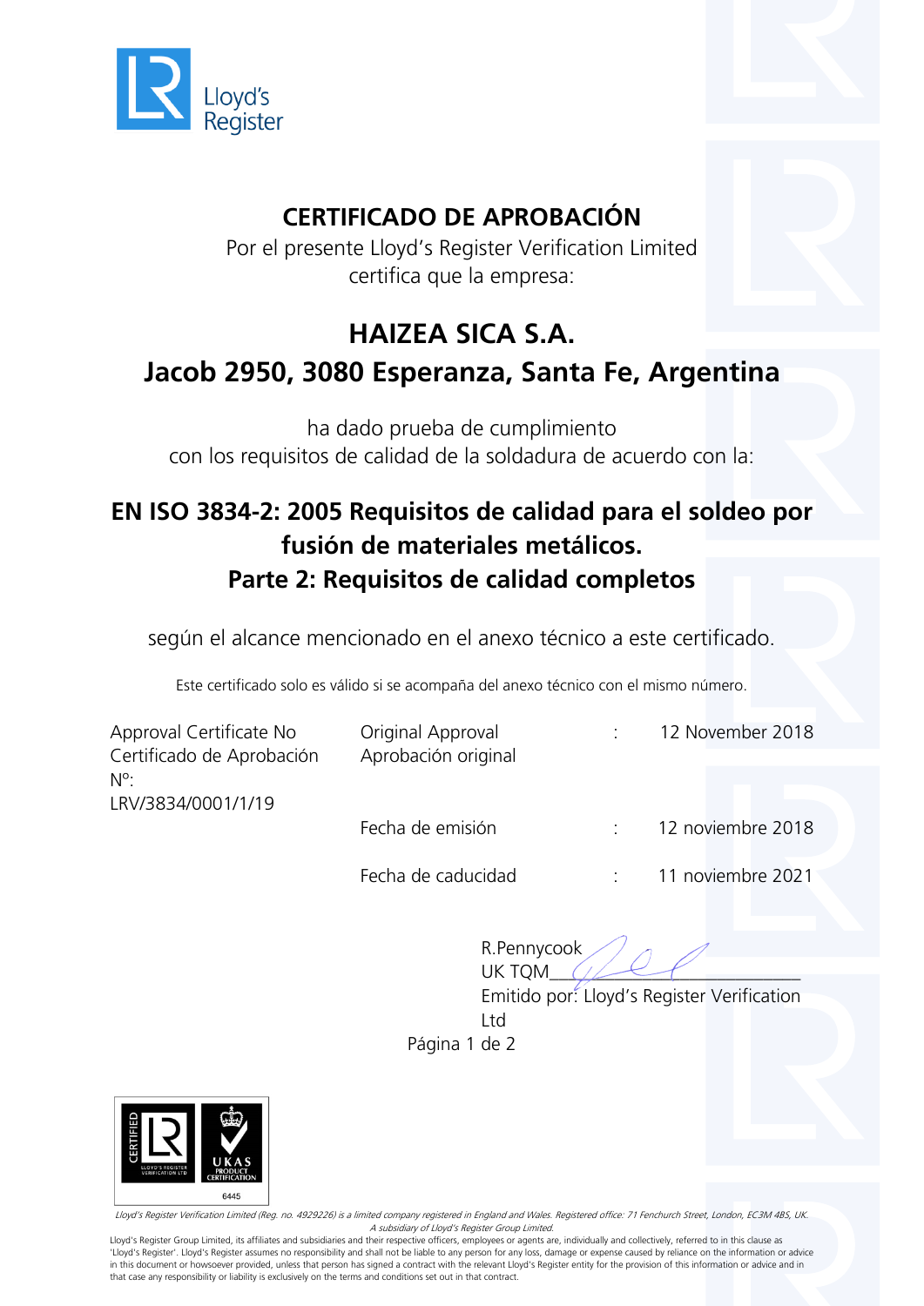# CERTIFICADO DE APROBACIÓN

Por el presente Lloyd's Register Verification Limited
certifica que la empresa:

## HAIZEA SICA S.A.

## Jacob 2950, 3080 Esperanza, Santa Fe, Argentina

ha dado prueba de cumplimiento
con los requisitos de calidad de la soldadura de acuerdo con la:

## EN ISO 3834-2: 2005 Requisitos de calidad para el soldeo por fusión de materiales metálicos.
## Parte 2: Requisitos de calidad completos

según el alcance mencionado en el anexo técnico a este certificado.

Este certificado solo es válido si se acompaña del anexo técnico con el mismo número.

Approval Certificate No
Certificado de Aprobación Nº:
LRV/3834/0001/1/19

| | | |
|---|---|---|
| Original Approval<br>Aprobación original | : | 12 November 2018 |
| Fecha de emisión | : | 12 noviembre 2018 |
| Fecha de caducidad | : | 11 noviembre 2021 |

R.Pennycook
UK TQM
Emitido por: Lloyd's Register Verification Ltd

CERTIFIED — LLOYD'S REGISTER VERIFICATION LTD — UKAS PRODUCT CERTIFICATION 6445

*Lloyd's Register Verification Limited (Reg. no. 4929226) is a limited company registered in England and Wales. Registered office: 71 Fenchurch Street, London, EC3M 4BS, UK. A subsidiary of Lloyd's Register Group Limited.*

Lloyd's Register Group Limited, its affiliates and subsidiaries and their respective officers, employees or agents are, individually and collectively, referred to in this clause as 'Lloyd's Register'. Lloyd's Register assumes no responsibility and shall not be liable to any person for any loss, damage or expense caused by reliance on the information or advice in this document or howsoever provided, unless that person has signed a contract with the relevant Lloyd's Register entity for the provision of this information or advice and in that case any responsibility or liability is exclusively on the terms and conditions set out in that contract.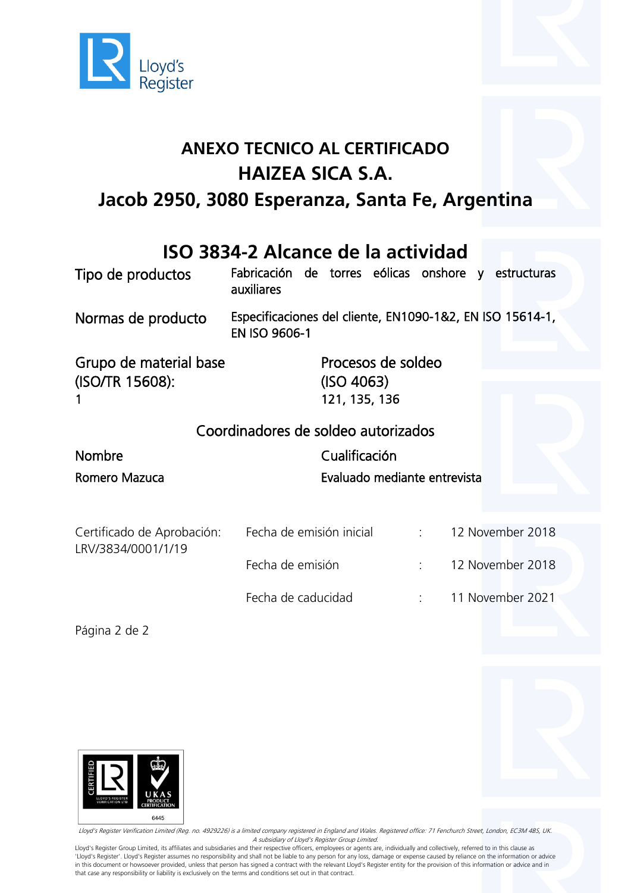# ANEXO TECNICO AL CERTIFICADO

# HAIZEA SICA S.A.

# Jacob 2950, 3080 Esperanza, Santa Fe, Argentina

## ISO 3834-2 Alcance de la actividad

| | |
|---|---|
| Tipo de productos | Fabricación de torres eólicas onshore y estructuras auxiliares |
| Normas de producto | Especificaciones del cliente, EN1090-1&2, EN ISO 15614-1, EN ISO 9606-1 |

| Grupo de material base (ISO/TR 15608): | Procesos de soldeo (ISO 4063) |
|---|---|
| 1 | 121, 135, 136 |

### Coordinadores de soldeo autorizados

| Nombre | Cualificación |
|---|---|
| Romero Mazuca | Evaluado mediante entrevista |

| | | | |
|---|---|---|---|
| Certificado de Aprobación: LRV/3834/0001/1/19 | Fecha de emisión inicial | : | 12 November 2018 |
| | Fecha de emisión | : | 12 November 2018 |
| | Fecha de caducidad | : | 11 November 2021 |

CERTIFIED LLOYD'S REGISTER VERIFICATION LTD — UKAS PRODUCT CERTIFICATION 6445

*Lloyd's Register Verification Limited (Reg. no. 4929226) is a limited company registered in England and Wales. Registered office: 71 Fenchurch Street, London, EC3M 4BS, UK. A subsidiary of Lloyd's Register Group Limited.*

Lloyd's Register Group Limited, its affiliates and subsidiaries and their respective officers, employees or agents are, individually and collectively, referred to in this clause as 'Lloyd's Register'. Lloyd's Register assumes no responsibility and shall not be liable to any person for any loss, damage or expense caused by reliance on the information or advice in this document or howsoever provided, unless that person has signed a contract with the relevant Lloyd's Register entity for the provision of this information or advice and in that case any responsibility or liability is exclusively on the terms and conditions set out in that contract.